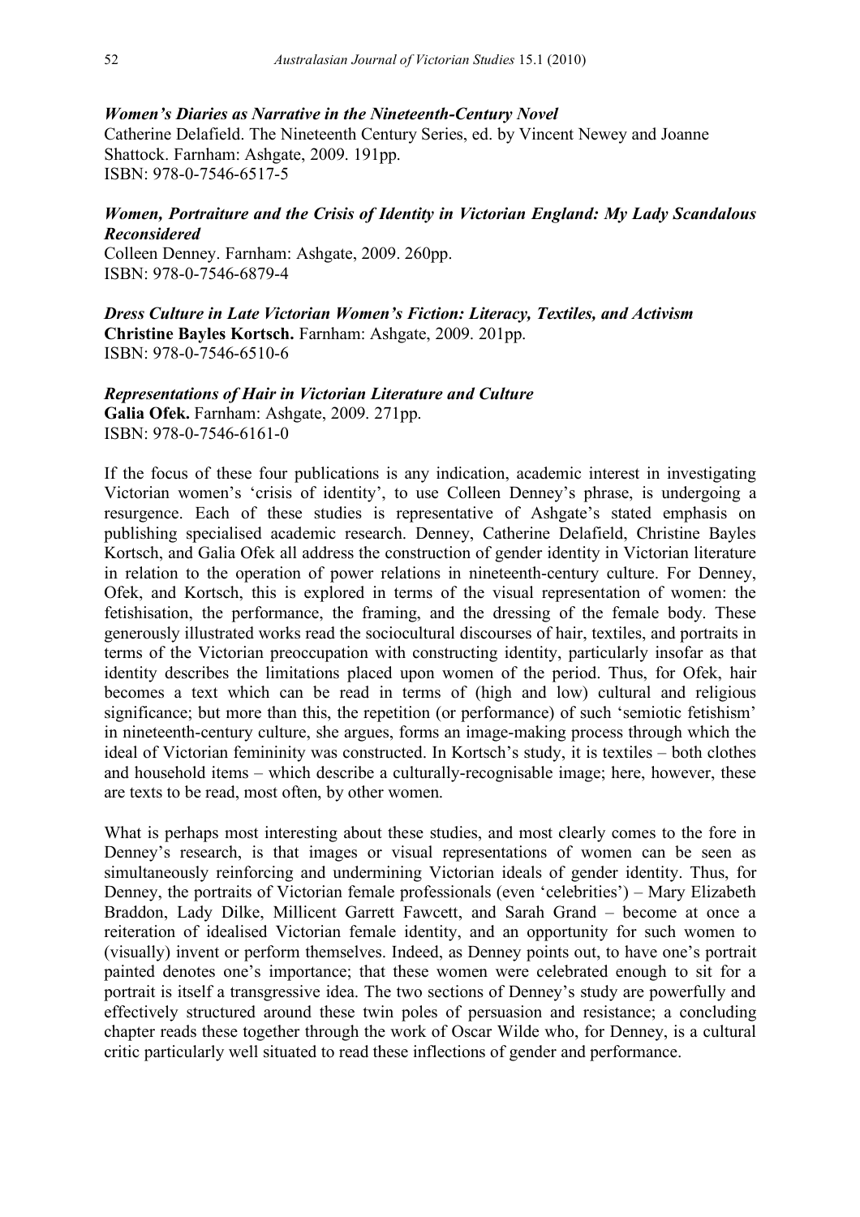***Women's Diaries as Narrative in the Nineteenth-Century Novel***
Catherine Delafield. The Nineteenth Century Series, ed. by Vincent Newey and Joanne Shattock. Farnham: Ashgate, 2009. 191pp.
ISBN: 978-0-7546-6517-5

***Women, Portraiture and the Crisis of Identity in Victorian England: My Lady Scandalous Reconsidered***
Colleen Denney. Farnham: Ashgate, 2009. 260pp.
ISBN: 978-0-7546-6879-4

***Dress Culture in Late Victorian Women's Fiction: Literacy, Textiles, and Activism***
**Christine Bayles Kortsch.** Farnham: Ashgate, 2009. 201pp.
ISBN: 978-0-7546-6510-6

***Representations of Hair in Victorian Literature and Culture***
**Galia Ofek.** Farnham: Ashgate, 2009. 271pp.
ISBN: 978-0-7546-6161-0

If the focus of these four publications is any indication, academic interest in investigating Victorian women's 'crisis of identity', to use Colleen Denney's phrase, is undergoing a resurgence. Each of these studies is representative of Ashgate's stated emphasis on publishing specialised academic research. Denney, Catherine Delafield, Christine Bayles Kortsch, and Galia Ofek all address the construction of gender identity in Victorian literature in relation to the operation of power relations in nineteenth-century culture. For Denney, Ofek, and Kortsch, this is explored in terms of the visual representation of women: the fetishisation, the performance, the framing, and the dressing of the female body. These generously illustrated works read the sociocultural discourses of hair, textiles, and portraits in terms of the Victorian preoccupation with constructing identity, particularly insofar as that identity describes the limitations placed upon women of the period. Thus, for Ofek, hair becomes a text which can be read in terms of (high and low) cultural and religious significance; but more than this, the repetition (or performance) of such 'semiotic fetishism' in nineteenth-century culture, she argues, forms an image-making process through which the ideal of Victorian femininity was constructed. In Kortsch's study, it is textiles – both clothes and household items – which describe a culturally-recognisable image; here, however, these are texts to be read, most often, by other women.

What is perhaps most interesting about these studies, and most clearly comes to the fore in Denney's research, is that images or visual representations of women can be seen as simultaneously reinforcing and undermining Victorian ideals of gender identity. Thus, for Denney, the portraits of Victorian female professionals (even 'celebrities') – Mary Elizabeth Braddon, Lady Dilke, Millicent Garrett Fawcett, and Sarah Grand – become at once a reiteration of idealised Victorian female identity, and an opportunity for such women to (visually) invent or perform themselves. Indeed, as Denney points out, to have one's portrait painted denotes one's importance; that these women were celebrated enough to sit for a portrait is itself a transgressive idea. The two sections of Denney's study are powerfully and effectively structured around these twin poles of persuasion and resistance; a concluding chapter reads these together through the work of Oscar Wilde who, for Denney, is a cultural critic particularly well situated to read these inflections of gender and performance.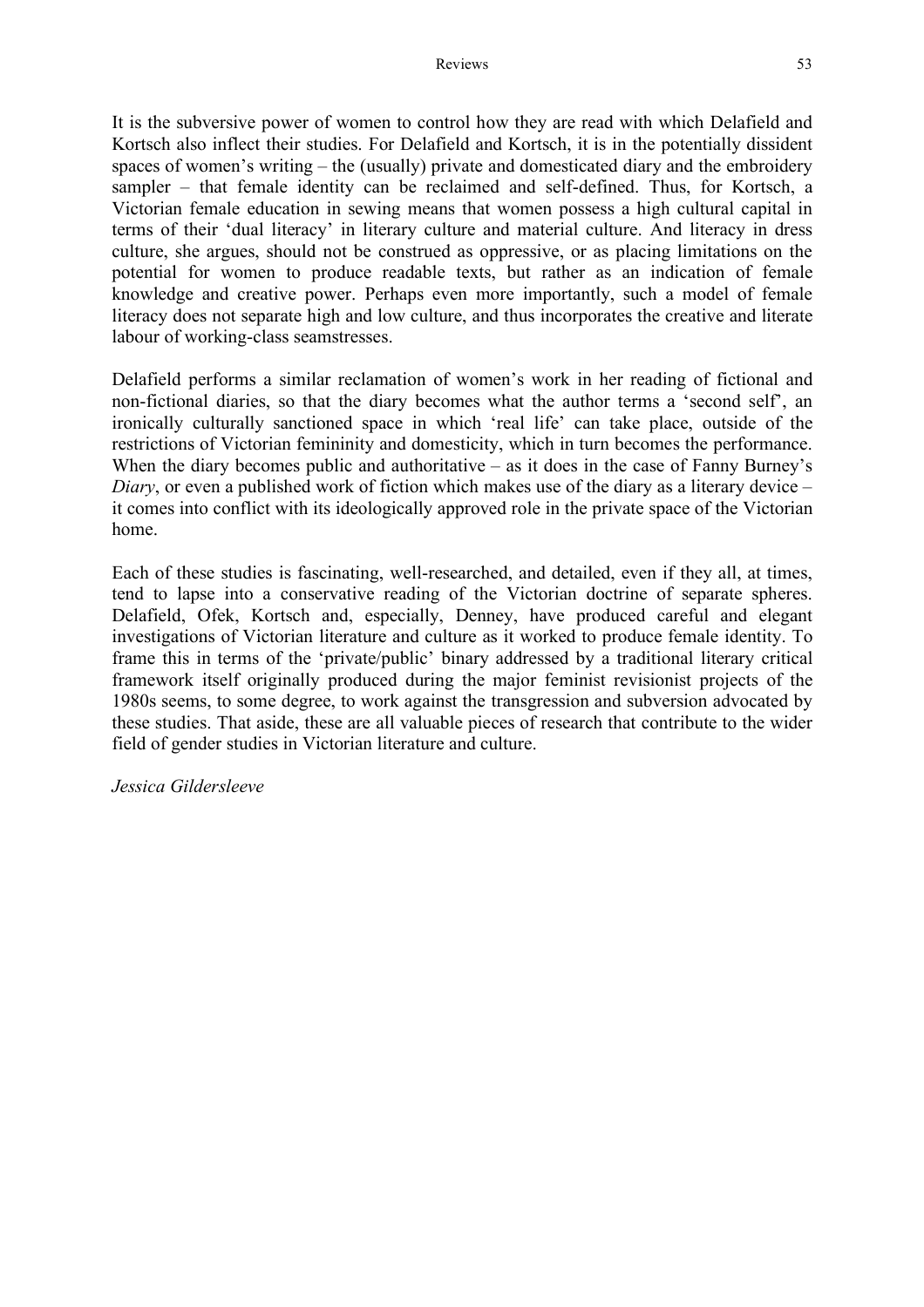It is the subversive power of women to control how they are read with which Delafield and Kortsch also inflect their studies. For Delafield and Kortsch, it is in the potentially dissident spaces of women's writing – the (usually) private and domesticated diary and the embroidery sampler – that female identity can be reclaimed and self-defined. Thus, for Kortsch, a Victorian female education in sewing means that women possess a high cultural capital in terms of their 'dual literacy' in literary culture and material culture. And literacy in dress culture, she argues, should not be construed as oppressive, or as placing limitations on the potential for women to produce readable texts, but rather as an indication of female knowledge and creative power. Perhaps even more importantly, such a model of female literacy does not separate high and low culture, and thus incorporates the creative and literate labour of working-class seamstresses.

Delafield performs a similar reclamation of women's work in her reading of fictional and non-fictional diaries, so that the diary becomes what the author terms a 'second self', an ironically culturally sanctioned space in which 'real life' can take place, outside of the restrictions of Victorian femininity and domesticity, which in turn becomes the performance. When the diary becomes public and authoritative – as it does in the case of Fanny Burney's *Diary*, or even a published work of fiction which makes use of the diary as a literary device – it comes into conflict with its ideologically approved role in the private space of the Victorian home.

Each of these studies is fascinating, well-researched, and detailed, even if they all, at times, tend to lapse into a conservative reading of the Victorian doctrine of separate spheres. Delafield, Ofek, Kortsch and, especially, Denney, have produced careful and elegant investigations of Victorian literature and culture as it worked to produce female identity. To frame this in terms of the 'private/public' binary addressed by a traditional literary critical framework itself originally produced during the major feminist revisionist projects of the 1980s seems, to some degree, to work against the transgression and subversion advocated by these studies. That aside, these are all valuable pieces of research that contribute to the wider field of gender studies in Victorian literature and culture.

*Jessica Gildersleeve*